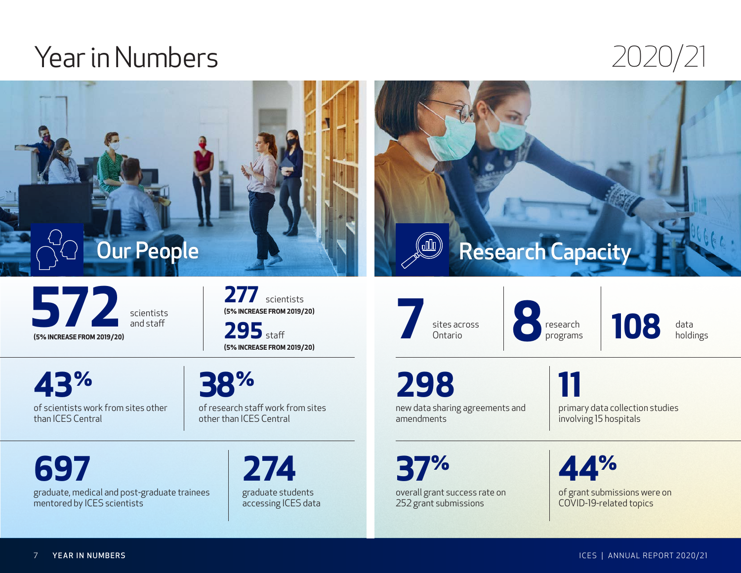# Year in Numbers

2020/21

## Our People

**572** scientists and staff
(5% INCREASE FROM 2019/20)

**277** scientists
(5% INCREASE FROM 2019/20)

**295** staff
(5% INCREASE FROM 2019/20)

**43%** of scientists work from sites other than ICES Central

**38%** of research staff work from sites other than ICES Central

**697** graduate, medical and post-graduate trainees mentored by ICES scientists

**274** graduate students accessing ICES data

## Research Capacity

**7** sites across Ontario

**8** research programs

**108** data holdings

**298** new data sharing agreements and amendments

**11** primary data collection studies involving 15 hospitals

**37%** overall grant success rate on 252 grant submissions

**44%** of grant submissions were on COVID-19-related topics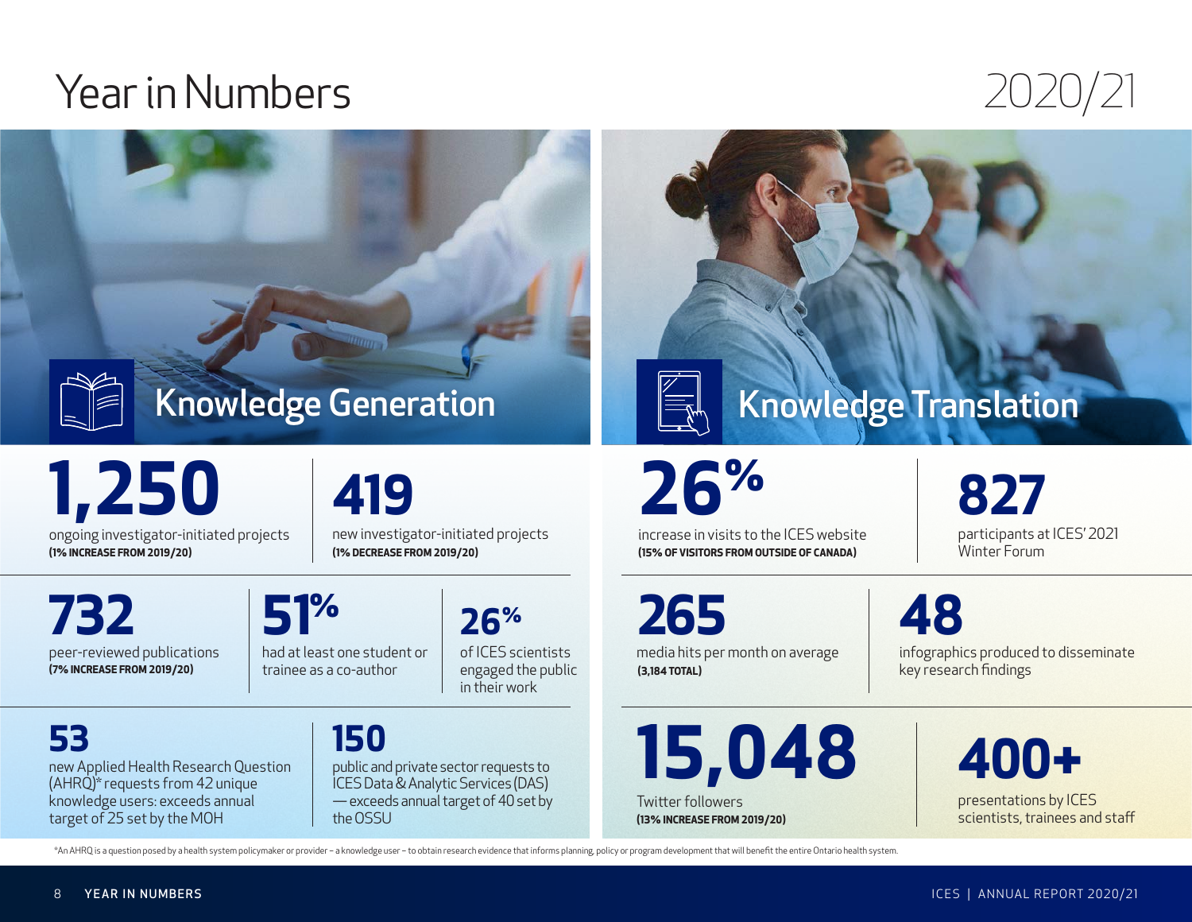# Year in Numbers

2020/21

## Knowledge Generation

**1,250**
ongoing investigator-initiated projects
**(1% INCREASE FROM 2019/20)**

**419**
new investigator-initiated projects
**(1% DECREASE FROM 2019/20)**

**732**
peer-reviewed publications
**(7% INCREASE FROM 2019/20)**

**51%**
had at least one student or trainee as a co-author

**26%**
of ICES scientists engaged the public in their work

**53**
new Applied Health Research Question (AHRQ)* requests from 42 unique knowledge users: exceeds annual target of 25 set by the MOH

**150**
public and private sector requests to ICES Data & Analytic Services (DAS) — exceeds annual target of 40 set by the OSSU

## Knowledge Translation

**26%**
increase in visits to the ICES website
**(15% OF VISITORS FROM OUTSIDE OF CANADA)**

**827**
participants at ICES' 2021 Winter Forum

**265**
media hits per month on average
**(3,184 TOTAL)**

**48**
infographics produced to disseminate key research findings

**15,048**
Twitter followers
**(13% INCREASE FROM 2019/20)**

**400+**
presentations by ICES scientists, trainees and staff

*An AHRQ is a question posed by a health system policymaker or provider – a knowledge user – to obtain research evidence that informs planning, policy or program development that will benefit the entire Ontario health system.